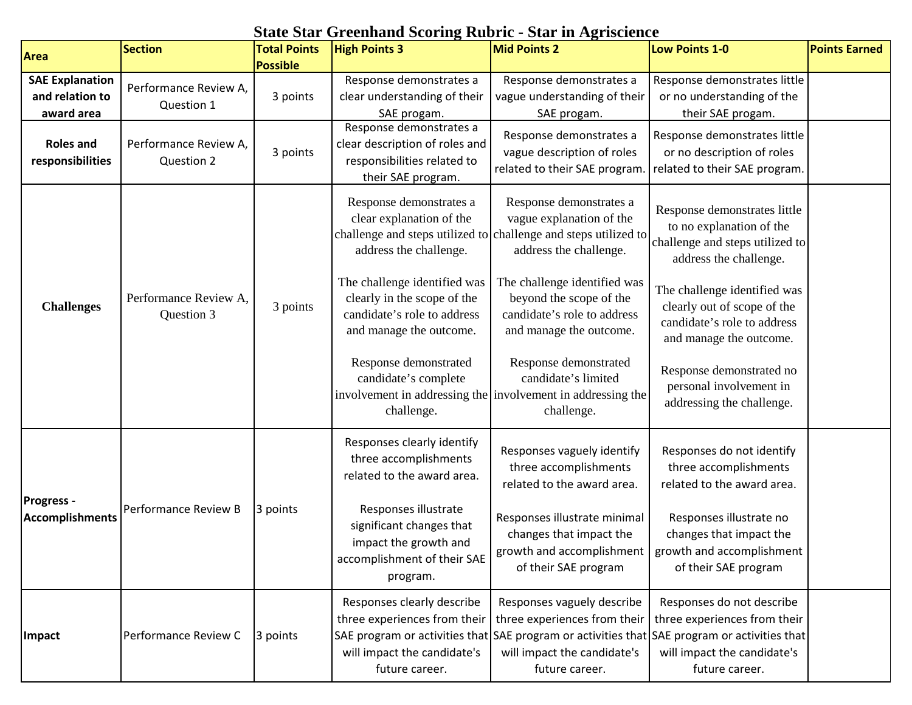# State Star Greenhand Scoring Rubric - Star in Agriscience

| Area | Section | Total Points Possible | High Points 3 | Mid Points 2 | Low Points 1-0 | Points Earned |
|---|---|---|---|---|---|---|
| **SAE Explanation and relation to award area** | Performance Review A, Question 1 | 3 points | Response demonstrates a clear understanding of their SAE progam. | Response demonstrates a vague understanding of their SAE progam. | Response demonstrates little or no understanding of the their SAE progam. | |
| **Roles and responsibilities** | Performance Review A, Question 2 | 3 points | Response demonstrates a clear description of roles and responsibilities related to their SAE program. | Response demonstrates a vague description of roles related to their SAE program. | Response demonstrates little or no description of roles related to their SAE program. | |
| **Challenges** | Performance Review A, Question 3 | 3 points | Response demonstrates a clear explanation of the challenge and steps utilized to address the challenge.<br><br>The challenge identified was clearly in the scope of the candidate's role to address and manage the outcome.<br><br>Response demonstrated candidate's complete involvement in addressing the challenge. | Response demonstrates a vague explanation of the challenge and steps utilized to address the challenge.<br><br>The challenge identified was beyond the scope of the candidate's role to address and manage the outcome.<br><br>Response demonstrated candidate's limited involvement in addressing the challenge. | Response demonstrates little to no explanation of the challenge and steps utilized to address the challenge.<br><br>The challenge identified was clearly out of scope of the candidate's role to address and manage the outcome.<br><br>Response demonstrated no personal involvement in addressing the challenge. | |
| **Progress - Accomplishments** | Performance Review B | 3 points | Responses clearly identify three accomplishments related to the award area.<br><br>Responses illustrate significant changes that impact the growth and accomplishment of their SAE program. | Responses vaguely identify three accomplishments related to the award area.<br><br>Responses illustrate minimal changes that impact the growth and accomplishment of their SAE program | Responses do not identify three accomplishments related to the award area.<br><br>Responses illustrate no changes that impact the growth and accomplishment of their SAE program | |
| **Impact** | Performance Review C | 3 points | Responses clearly describe three experiences from their SAE program or activities that will impact the candidate's future career. | Responses vaguely describe three experiences from their SAE program or activities that will impact the candidate's future career. | Responses do not describe three experiences from their SAE program or activities that will impact the candidate's future career. | |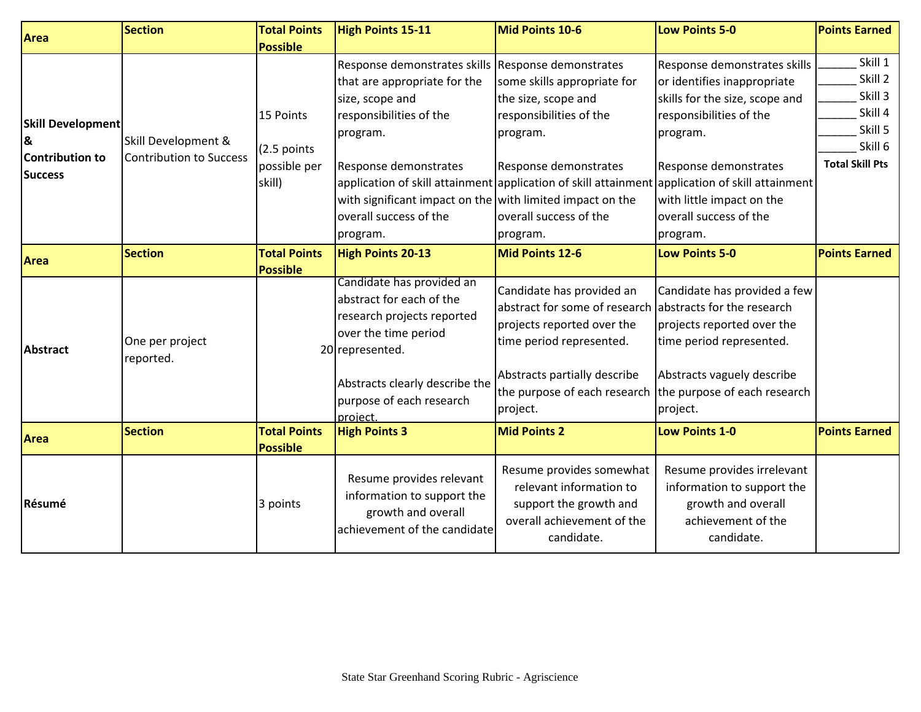| Area | Section | Total Points Possible | High Points 15-11 | Mid Points 10-6 | Low Points 5-0 | Points Earned |
|---|---|---|---|---|---|---|
| **Skill Development & Contribution to Success** | Skill Development & Contribution to Success | 15 Points<br><br>(2.5 points possible per skill) | Response demonstrates skills that are appropriate for the size, scope and responsibilities of the program.<br><br>Response demonstrates application of skill attainment with significant impact on the overall success of the program. | Response demonstrates some skills appropriate for the size, scope and responsibilities of the program.<br><br>Response demonstrates application of skill attainment with limited impact on the overall success of the program. | Response demonstrates skills or identifies inappropriate skills for the size, scope and responsibilities of the program.<br><br>Response demonstrates application of skill attainment with little impact on the overall success of the program. | ______ Skill 1<br>______ Skill 2<br>______ Skill 3<br>______ Skill 4<br>______ Skill 5<br>______ Skill 6<br>**Total Skill Pts** |
| **Area** | **Section** | **Total Points Possible** | **High Points 20-13** | **Mid Points 12-6** | **Low Points 5-0** | **Points Earned** |
| **Abstract** | One per project reported. | 20 | Candidate has provided an abstract for each of the research projects reported over the time period represented.<br><br>Abstracts clearly describe the purpose of each research project. | Candidate has provided an abstract for some of research projects reported over the time period represented.<br><br>Abstracts partially describe the purpose of each research project. | Candidate has provided a few abstracts for the research projects reported over the time period represented.<br><br>Abstracts vaguely describe the purpose of each research project. | |
| **Area** | **Section** | **Total Points Possible** | **High Points 3** | **Mid Points 2** | **Low Points 1-0** | **Points Earned** |
| **Résumé** | | 3 points | Resume provides relevant information to support the growth and overall achievement of the candidate | Resume provides somewhat relevant information to support the growth and overall achievement of the candidate. | Resume provides irrelevant information to support the growth and overall achievement of the candidate. | |

State Star Greenhand Scoring Rubric - Agriscience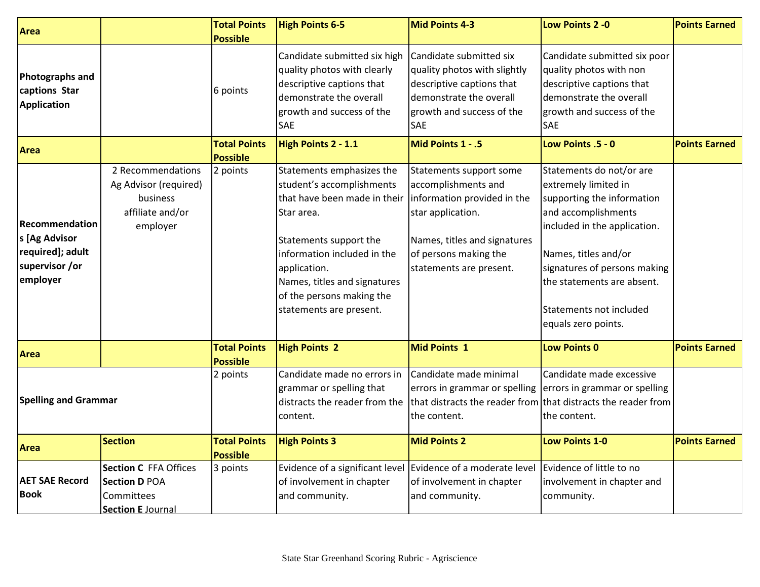| Area | | Total Points Possible | High Points 6-5 | Mid Points 4-3 | Low Points 2 -0 | Points Earned |
|---|---|---|---|---|---|---|
| **Photographs and captions Star Application** | | 6 points | Candidate submitted six high quality photos with clearly descriptive captions that demonstrate the overall growth and success of the SAE | Candidate submitted six quality photos with slightly descriptive captions that demonstrate the overall growth and success of the SAE | Candidate submitted six poor quality photos with non descriptive captions that demonstrate the overall growth and success of the SAE | |
| **Area** | | **Total Points Possible** | **High Points 2 - 1.1** | **Mid Points 1 - .5** | **Low Points .5 - 0** | **Points Earned** |
| **Recommendations [Ag Advisor required]; adult supervisor /or employer** | 2 Recommendations Ag Advisor (required) business affiliate and/or employer | 2 points | Statements emphasizes the student's accomplishments that have been made in their Star area.<br><br>Statements support the information included in the application.<br>Names, titles and signatures of the persons making the statements are present. | Statements support some accomplishments and information provided in the star application.<br><br>Names, titles and signatures of persons making the statements are present. | Statements do not/or are extremely limited in supporting the information and accomplishments included in the application.<br><br>Names, titles and/or signatures of persons making the statements are absent.<br><br>Statements not included equals zero points. | |
| **Area** | | **Total Points Possible** | **High Points 2** | **Mid Points 1** | **Low Points 0** | **Points Earned** |
| **Spelling and Grammar** | | 2 points | Candidate made no errors in grammar or spelling that distracts the reader from the content. | Candidate made minimal errors in grammar or spelling that distracts the reader from the content. | Candidate made excessive errors in grammar or spelling that distracts the reader from the content. | |
| **Area** | **Section** | **Total Points Possible** | **High Points 3** | **Mid Points 2** | **Low Points 1-0** | **Points Earned** |
| **AET SAE Record Book** | **Section C** FFA Offices<br>**Section D** POA Committees<br>**Section E** Journal | 3 points | Evidence of a significant level of involvement in chapter and community. | Evidence of a moderate level of involvement in chapter and community. | Evidence of little to no involvement in chapter and community. | |

State Star Greenhand Scoring Rubric - Agriscience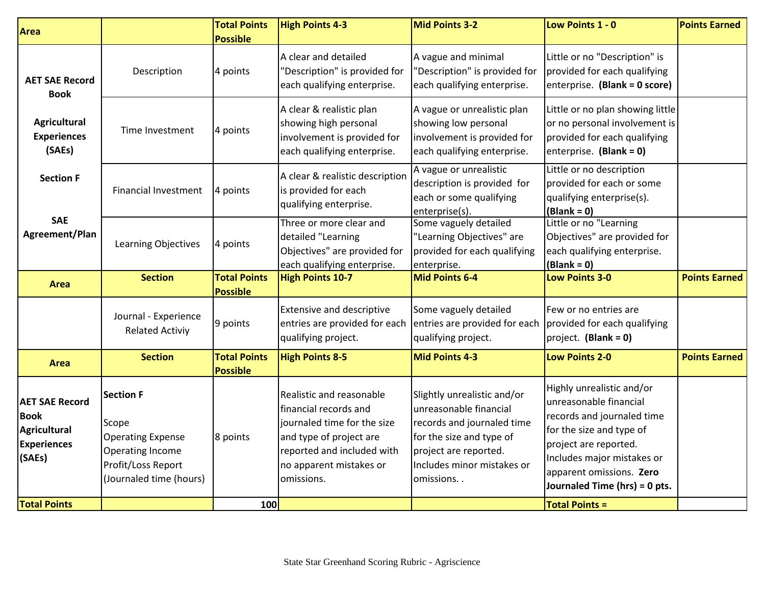| Area | | Total Points Possible | High Points 4-3 | Mid Points 3-2 | Low Points 1 - 0 | Points Earned |
|---|---|---|---|---|---|---|
| **AET SAE Record Book** **Agricultural Experiences (SAEs)** **Section F** **SAE Agreement/Plan** | Description | 4 points | A clear and detailed "Description" is provided for each qualifying enterprise. | A vague and minimal "Description" is provided for each qualifying enterprise. | Little or no "Description" is provided for each qualifying enterprise. **(Blank = 0 score)** | |
| | Time Investment | 4 points | A clear & realistic plan showing high personal involvement is provided for each qualifying enterprise. | A vague or unrealistic plan showing low personal involvement is provided for each qualifying enterprise. | Little or no plan showing little or no personal involvement is provided for each qualifying enterprise. **(Blank = 0)** | |
| | Financial Investment | 4 points | A clear & realistic description is provided for each qualifying enterprise. | A vague or unrealistic description is provided for each or some qualifying enterprise(s). | Little or no description provided for each or some qualifying enterprise(s). **(Blank = 0)** | |
| | Learning Objectives | 4 points | Three or more clear and detailed "Learning Objectives" are provided for each qualifying enterprise. | Some vaguely detailed "Learning Objectives" are provided for each qualifying enterprise. | Little or no "Learning Objectives" are provided for each qualifying enterprise. **(Blank = 0)** | |
| **Area** | **Section** | **Total Points Possible** | **High Points 10-7** | **Mid Points 6-4** | **Low Points 3-0** | **Points Earned** |
| | Journal - Experience Related Activiy | 9 points | Extensive and descriptive entries are provided for each qualifying project. | Some vaguely detailed entries are provided for each qualifying project. | Few or no entries are provided for each qualifying project. **(Blank = 0)** | |
| **Area** | **Section** | **Total Points Possible** | **High Points 8-5** | **Mid Points 4-3** | **Low Points 2-0** | **Points Earned** |
| **AET SAE Record Book Agricultural Experiences (SAEs)** | **Section F** Scope Operating Expense Operating Income Profit/Loss Report (Journaled time (hours) | 8 points | Realistic and reasonable financial records and journaled time for the size and type of project are reported and included with no apparent mistakes or omissions. | Slightly unrealistic and/or unreasonable financial records and journaled time for the size and type of project are reported. Includes minor mistakes or omissions. . | Highly unrealistic and/or unreasonable financial records and journaled time for the size and type of project are reported. Includes major mistakes or apparent omissions. **Zero Journaled Time (hrs) = 0 pts.** | |
| **Total Points** | | 100 | | | **Total Points =** | |

State Star Greenhand Scoring Rubric - Agriscience